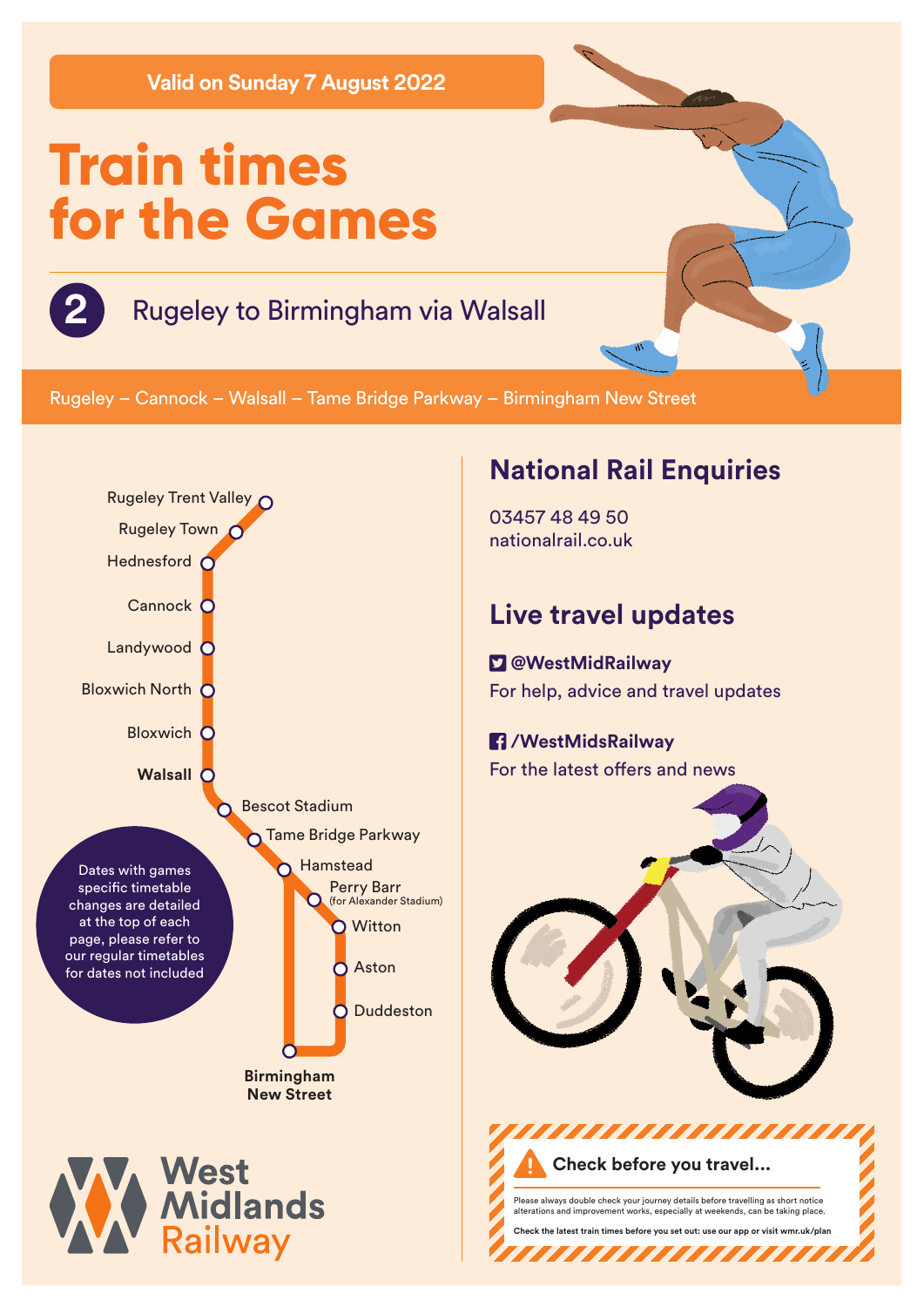Valid on Sunday 7 August 2022

# Train times for the Games

## 2 Rugeley to Birmingham via Walsall

Rugeley – Cannock – Walsall – Tame Bridge Parkway – Birmingham New Street

Rugeley Trent Valley
Rugeley Town
Hednesford
Cannock
Landywood
Bloxwich North
Bloxwich
**Walsall**
Bescot Stadium
Tame Bridge Parkway
Hamstead
Perry Barr (for Alexander Stadium)
Witton
Aston
Duddeston
**Birmingham New Street**

Dates with games specific timetable changes are detailed at the top of each page, please refer to our regular timetables for dates not included

## National Rail Enquiries

03457 48 49 50
nationalrail.co.uk

## Live travel updates

**@WestMidRailway**
For help, advice and travel updates

**/WestMidsRailway**
For the latest offers and news

**Check before you travel...**

Please always double check your journey details before travelling as short notice alterations and improvement works, especially at weekends, can be taking place.

**Check the latest train times before you set out: use our app or visit wmr.uk/plan**

West Midlands Railway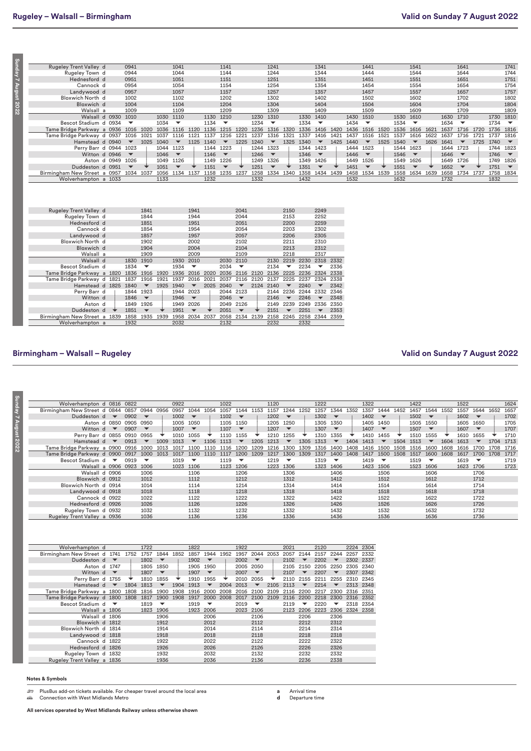## Rugeley – Walsall – Birmingham

Valid on Sunday 7 August 2022

| | | | | | | | | | | | | | | | | | | | | | | | | | | | |
|---|---|---|---|---|---|---|---|---|---|---|---|---|---|---|---|---|---|---|---|---|---|---|---|---|---|---|---|
| Rugeley Trent Valley | d | | 0941 | | | 1041 | | | 1141 | | | 1241 | | | 1341 | | | 1441 | | | 1541 | | | 1641 | | | 1741 |
| Rugeley Town | d | | 0944 | | | 1044 | | | 1144 | | | 1244 | | | 1344 | | | 1444 | | | 1544 | | | 1644 | | | 1744 |
| Hednesford | d | | 0951 | | | 1051 | | | 1151 | | | 1251 | | | 1351 | | | 1451 | | | 1551 | | | 1651 | | | 1751 |
| Cannock | d | | 0954 | | | 1054 | | | 1154 | | | 1254 | | | 1354 | | | 1454 | | | 1554 | | | 1654 | | | 1754 |
| Landywood | d | | 0957 | | | 1057 | | | 1157 | | | 1257 | | | 1357 | | | 1457 | | | 1557 | | | 1657 | | | 1757 |
| Bloxwich North | d | | 1002 | | | 1102 | | | 1202 | | | 1302 | | | 1402 | | | 1502 | | | 1602 | | | 1702 | | | 1802 |
| Bloxwich | d | | 1004 | | | 1104 | | | 1204 | | | 1304 | | | 1404 | | | 1504 | | | 1604 | | | 1704 | | | 1804 |
| Walsall | a | | 1009 | | | 1109 | | | 1209 | | | 1309 | | | 1409 | | | 1509 | | | 1609 | | | 1709 | | | 1809 |
| Walsall | d | 0930 | 1010 | | 1030 | 1110 | | 1130 | 1210 | | 1230 | 1310 | | 1330 | 1410 | | 1430 | 1510 | | 1530 | 1610 | | 1630 | 1710 | | 1730 | 1810 |
| Bescot Stadium | d | 0934 | ▼ | | 1034 | ▼ | | 1134 | ▼ | | 1234 | ▼ | | 1334 | ▼ | | 1434 | ▼ | | 1534 | ▼ | | 1634 | ▼ | | 1734 | ▼ |
| Tame Bridge Parkway | a | 0936 | 1016 | 1020 | 1036 | 1116 | 1120 | 1136 | 1215 | 1220 | 1236 | 1316 | 1320 | 1336 | 1416 | 1420 | 1436 | 1516 | 1520 | 1536 | 1616 | 1621 | 1637 | 1716 | 1720 | 1736 | 1816 |
| Tame Bridge Parkway | d | 0937 | 1016 | 1021 | 1037 | 1116 | 1121 | 1137 | 1216 | 1221 | 1237 | 1316 | 1321 | 1337 | 1416 | 1421 | 1437 | 1516 | 1521 | 1537 | 1616 | 1622 | 1637 | 1716 | 1721 | 1737 | 1816 |
| Hamstead | d | 0940 | ▼ | 1025 | 1040 | ▼ | 1125 | 1140 | ▼ | 1225 | 1240 | ▼ | 1325 | 1340 | ▼ | 1425 | 1440 | ▼ | 1525 | 1540 | ▼ | 1626 | 1641 | ▼ | 1725 | 1740 | ▼ |
| Perry Barr | d | 0944 | 1023 | | 1044 | 1123 | | 1144 | 1223 | | 1244 | 1323 | | 1344 | 1423 | | 1444 | 1523 | | 1544 | 1623 | | 1644 | 1723 | | 1744 | 1823 |
| Witton | d | 0946 | ▼ | | 1046 | ▼ | | 1146 | ▼ | | 1246 | ▼ | | 1346 | ▼ | | 1446 | ▼ | | 1546 | ▼ | | 1646 | ▼ | | 1746 | ▼ |
| Aston | d | 0949 | 1026 | | 1049 | 1126 | | 1149 | 1226 | | 1249 | 1326 | | 1349 | 1426 | | 1449 | 1526 | | 1549 | 1626 | | 1649 | 1726 | | 1749 | 1826 |
| Duddeston | d | 0951 | ▼ | ▼ | 1051 | ▼ | ▼ | 1151 | ▼ | ▼ | 1251 | ▼ | ▼ | 1351 | ▼ | ▼ | 1451 | ▼ | ▼ | 1551 | ▼ | ▼ | 1652 | ▼ | ▼ | 1751 | ▼ |
| Birmingham New Street | a | 0957 | 1034 | 1037 | 1056 | 1134 | 1137 | 1158 | 1235 | 1237 | 1258 | 1334 | 1340 | 1358 | 1434 | 1439 | 1458 | 1534 | 1539 | 1558 | 1634 | 1639 | 1658 | 1734 | 1737 | 1758 | 1834 |
| Wolverhampton | a | 1033 | | | 1133 | | | 1232 | | | 1332 | | | 1432 | | | 1532 | | | 1632 | | | 1732 | | | 1832 | |

| | | | | | | | | | | | | | | | | |
|---|---|---|---|---|---|---|---|---|---|---|---|---|---|---|---|---|
| Rugeley Trent Valley | d | | | 1841 | | | 1941 | | | 2041 | | | 2150 | | 2249 | |
| Rugeley Town | d | | | 1844 | | | 1944 | | | 2044 | | | 2153 | | 2252 | |
| Hednesford | d | | | 1851 | | | 1951 | | | 2051 | | | 2200 | | 2259 | |
| Cannock | d | | | 1854 | | | 1954 | | | 2054 | | | 2203 | | 2302 | |
| Landywood | d | | | 1857 | | | 1957 | | | 2057 | | | 2206 | | 2305 | |
| Bloxwich North | d | | | 1902 | | | 2002 | | | 2102 | | | 2211 | | 2310 | |
| Bloxwich | d | | | 1904 | | | 2004 | | | 2104 | | | 2213 | | 2312 | |
| Walsall | a | | | 1909 | | | 2009 | | | 2109 | | | 2218 | | 2317 | |
| Walsall | d | | 1830 | 1910 | | 1930 | 2010 | | 2030 | 2110 | | 2130 | 2219 | 2230 | 2318 | 2332 |
| Bescot Stadium | d | | 1834 | ▼ | | 1934 | ▼ | | 2034 | ▼ | | 2134 | ▼ | 2234 | ▼ | 2336 |
| Tame Bridge Parkway | a | 1820 | 1836 | 1916 | 1920 | 1936 | 2016 | 2020 | 2036 | 2116 | 2120 | 2136 | 2225 | 2236 | 2324 | 2338 |
| Tame Bridge Parkway | d | 1821 | 1837 | 1916 | 1921 | 1937 | 2016 | 2021 | 2037 | 2116 | 2120 | 2137 | 2225 | 2237 | 2324 | 2338 |
| Hamstead | d | 1825 | 1840 | ▼ | 1925 | 1940 | ▼ | 2025 | 2040 | ▼ | 2124 | 2140 | ▼ | 2240 | ▼ | 2342 |
| Perry Barr | d | | 1844 | 1923 | | 1944 | 2023 | | 2044 | 2123 | | 2144 | 2236 | 2244 | 2332 | 2346 |
| Witton | d | | 1846 | ▼ | | 1946 | ▼ | | 2046 | ▼ | | 2146 | ▼ | 2246 | ▼ | 2348 |
| Aston | d | | 1849 | 1926 | | 1949 | 2026 | | 2049 | 2126 | | 2149 | 2239 | 2249 | 2336 | 2350 |
| Duddeston | d | ▼ | 1851 | ▼ | ▼ | 1951 | ▼ | ▼ | 2051 | ▼ | ▼ | 2151 | ▼ | 2251 | ▼ | 2353 |
| Birmingham New Street | a | 1839 | 1858 | 1935 | 1939 | 1958 | 2034 | 2037 | 2058 | 2134 | 2139 | 2158 | 2245 | 2258 | 2344 | 2359 |
| Wolverhampton | a | | 1932 | | | 2032 | | | 2132 | | | 2232 | | 2332 | | |

## Birmingham – Walsall – Rugeley

Valid on Sunday 7 August 2022

| | | | | | | | | | | | | | | | | | | | | | | | | | | | |
|---|---|---|---|---|---|---|---|---|---|---|---|---|---|---|---|---|---|---|---|---|---|---|---|---|---|---|---|
| Wolverhampton | d | 0816 | 0822 | | | 0922 | | | 1022 | | | 1120 | | | 1222 | | | 1322 | | | 1422 | | | 1522 | | | 1624 |
| Birmingham New Street | d | 0844 | 0857 | 0944 | 0956 | 0957 | 1044 | 1054 | 1057 | 1144 | 1153 | 1157 | 1244 | 1252 | 1257 | 1344 | 1352 | 1357 | 1444 | 1452 | 1457 | 1544 | 1552 | 1557 | 1644 | 1652 | 1657 |
| Duddeston | d | ▼ | 0902 | ▼ | | 1002 | ▼ | | 1102 | ▼ | | 1202 | ▼ | | 1302 | ▼ | | 1402 | ▼ | | 1502 | ▼ | | 1602 | ▼ | | 1702 |
| Aston | d | 0850 | 0905 | 0950 | | 1005 | 1050 | | 1105 | 1150 | | 1205 | 1250 | | 1305 | 1350 | | 1405 | 1450 | | 1505 | 1550 | | 1605 | 1650 | | 1705 |
| Witton | d | ▼ | 0907 | ▼ | | 1007 | ▼ | | 1107 | ▼ | | 1207 | ▼ | | 1307 | ▼ | | 1407 | ▼ | | 1507 | ▼ | | 1607 | ▼ | | 1707 |
| Perry Barr | d | 0855 | 0910 | 0955 | ▼ | 1010 | 1055 | ▼ | 1110 | 1155 | ▼ | 1210 | 1255 | ▼ | 1310 | 1355 | ▼ | 1410 | 1455 | ▼ | 1510 | 1555 | ▼ | 1610 | 1655 | ▼ | 1710 |
| Hamstead | d | ▼ | 0913 | ▼ | 1009 | 1013 | ▼ | 1106 | 1113 | ▼ | 1205 | 1213 | ▼ | 1305 | 1313 | ▼ | 1404 | 1413 | ▼ | 1504 | 1513 | ▼ | 1604 | 1613 | ▼ | 1704 | 1713 |
| Tame Bridge Parkway | a | 0900 | 0916 | 1000 | 1013 | 1017 | 1100 | 1110 | 1116 | 1200 | 1209 | 1216 | 1300 | 1309 | 1316 | 1400 | 1408 | 1416 | 1500 | 1508 | 1516 | 1600 | 1608 | 1616 | 1700 | 1708 | 1716 |
| Tame Bridge Parkway | d | 0900 | 0917 | 1000 | 1013 | 1017 | 1100 | 1110 | 1117 | 1200 | 1209 | 1217 | 1300 | 1309 | 1317 | 1400 | 1408 | 1417 | 1500 | 1508 | 1517 | 1600 | 1608 | 1617 | 1700 | 1708 | 1717 |
| Bescot Stadium | d | ▼ | 0919 | ▼ | | 1019 | ▼ | | 1119 | ▼ | | 1219 | ▼ | | 1319 | ▼ | | 1419 | ▼ | | 1519 | ▼ | | 1619 | ▼ | | 1719 |
| Walsall | a | 0906 | 0923 | 1006 | | 1023 | 1106 | | 1123 | 1206 | | 1223 | 1306 | | 1323 | 1406 | | 1423 | 1506 | | 1523 | 1606 | | 1623 | 1706 | | 1723 |
| Walsall | d | 0906 | | 1006 | | | 1106 | | | 1206 | | | 1306 | | | 1406 | | | 1506 | | | 1606 | | | 1706 | | |
| Bloxwich | d | 0912 | | 1012 | | | 1112 | | | 1212 | | | 1312 | | | 1412 | | | 1512 | | | 1612 | | | 1712 | | |
| Bloxwich North | d | 0914 | | 1014 | | | 1114 | | | 1214 | | | 1314 | | | 1414 | | | 1514 | | | 1614 | | | 1714 | | |
| Landywood | d | 0918 | | 1018 | | | 1118 | | | 1218 | | | 1318 | | | 1418 | | | 1518 | | | 1618 | | | 1718 | | |
| Cannock | d | 0922 | | 1022 | | | 1122 | | | 1222 | | | 1322 | | | 1422 | | | 1522 | | | 1622 | | | 1722 | | |
| Hednesford | d | 0926 | | 1026 | | | 1126 | | | 1226 | | | 1326 | | | 1426 | | | 1526 | | | 1626 | | | 1726 | | |
| Rugeley Town | d | 0932 | | 1032 | | | 1132 | | | 1232 | | | 1332 | | | 1432 | | | 1532 | | | 1632 | | | 1732 | | |
| Rugeley Trent Valley | a | 0936 | | 1036 | | | 1136 | | | 1236 | | | 1336 | | | 1436 | | | 1536 | | | 1636 | | | 1736 | | |

| | | | | | | | | | | | | | | | | | | |
|---|---|---|---|---|---|---|---|---|---|---|---|---|---|---|---|---|---|---|
| Wolverhampton | d | | | 1722 | | | 1822 | | | 1922 | | | 2021 | | 2120 | | 2224 | 2304 |
| Birmingham New Street | d | 1741 | 1752 | 1757 | 1844 | 1852 | 1857 | 1944 | 1952 | 1957 | 2044 | 2053 | 2057 | 2144 | 2157 | 2244 | 2257 | 2332 |
| Duddeston | d | ▼ | | 1802 | ▼ | | 1902 | ▼ | | 2002 | ▼ | | 2102 | ▼ | 2202 | ▼ | 2302 | 2337 |
| Aston | d | 1747 | | 1805 | 1850 | | 1905 | 1950 | | 2005 | 2050 | | 2105 | 2150 | 2205 | 2250 | 2305 | 2340 |
| Witton | d | ▼ | | 1807 | ▼ | | 1907 | ▼ | | 2007 | ▼ | | 2107 | ▼ | 2207 | ▼ | 2307 | 2342 |
| Perry Barr | d | 1755 | ▼ | 1810 | 1855 | ▼ | 1910 | 1955 | ▼ | 2010 | 2055 | ▼ | 2110 | 2155 | 2211 | 2255 | 2310 | 2345 |
| Hamstead | d | ▼ | 1804 | 1813 | ▼ | 1904 | 1913 | ▼ | 2004 | 2013 | ▼ | 2105 | 2113 | ▼ | 2214 | ▼ | 2313 | 2348 |
| Tame Bridge Parkway | a | 1800 | 1808 | 1816 | 1900 | 1908 | 1916 | 2000 | 2008 | 2016 | 2100 | 2109 | 2116 | 2200 | 2217 | 2300 | 2316 | 2351 |
| Tame Bridge Parkway | d | 1800 | 1808 | 1817 | 1900 | 1908 | 1917 | 2000 | 2008 | 2017 | 2100 | 2109 | 2116 | 2200 | 2218 | 2300 | 2316 | 2352 |
| Bescot Stadium | d | ▼ | | 1819 | ▼ | | 1919 | ▼ | | 2019 | ▼ | | 2119 | ▼ | 2220 | ▼ | 2318 | 2354 |
| Walsall | a | 1806 | | 1823 | 1906 | | 1923 | 2006 | | 2023 | 2106 | | 2123 | 2206 | 2223 | 2306 | 2324 | 2358 |
| Walsall | d | 1806 | | | 1906 | | | 2006 | | | 2106 | | | 2206 | | 2306 | | |
| Bloxwich | d | 1812 | | | 1912 | | | 2012 | | | 2112 | | | 2212 | | 2312 | | |
| Bloxwich North | d | 1814 | | | 1914 | | | 2014 | | | 2114 | | | 2214 | | 2314 | | |
| Landywood | d | 1818 | | | 1918 | | | 2018 | | | 2118 | | | 2218 | | 2318 | | |
| Cannock | d | 1822 | | | 1922 | | | 2022 | | | 2122 | | | 2222 | | 2322 | | |
| Hednesford | d | 1826 | | | 1926 | | | 2026 | | | 2126 | | | 2226 | | 2326 | | |
| Rugeley Town | d | 1832 | | | 1932 | | | 2032 | | | 2132 | | | 2232 | | 2332 | | |
| Rugeley Trent Valley | a | 1836 | | | 1936 | | | 2036 | | | 2136 | | | 2236 | | 2338 | | |

**Notes & Symbols**

PlusBus add-on tickets available. For cheaper travel around the local area

Connection with West Midlands Metro

**a** Arrival time

**d** Departure time

**All services operated by West Midlands Railway unless otherwise shown**